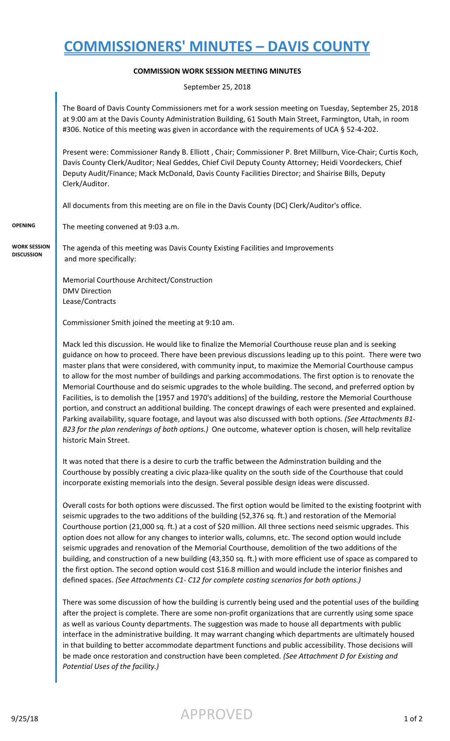# COMMISSIONERS' MINUTES – DAVIS COUNTY

**COMMISSION WORK SESSION MEETING MINUTES**

September 25, 2018

The Board of Davis County Commissioners met for a work session meeting on Tuesday, September 25, 2018 at 9:00 am at the Davis County Administration Building, 61 South Main Street, Farmington, Utah, in room #306. Notice of this meeting was given in accordance with the requirements of UCA § 52-4-202.

Present were: Commissioner Randy B. Elliott , Chair; Commissioner P. Bret Millburn, Vice-Chair; Curtis Koch, Davis County Clerk/Auditor; Neal Geddes, Chief Civil Deputy County Attorney; Heidi Voordeckers, Chief Deputy Audit/Finance; Mack McDonald, Davis County Facilities Director; and Shairise Bills, Deputy Clerk/Auditor.

All documents from this meeting are on file in the Davis County (DC) Clerk/Auditor's office.

**OPENING**

The meeting convened at 9:03 a.m.

**WORK SESSION DISCUSSION**

The agenda of this meeting was Davis County Existing Facilities and Improvements and more specifically:

Memorial Courthouse Architect/Construction
DMV Direction
Lease/Contracts

Commissioner Smith joined the meeting at 9:10 am.

Mack led this discussion. He would like to finalize the Memorial Courthouse reuse plan and is seeking guidance on how to proceed. There have been previous discussions leading up to this point. There were two master plans that were considered, with community input, to maximize the Memorial Courthouse campus to allow for the most number of buildings and parking accommodations. The first option is to renovate the Memorial Courthouse and do seismic upgrades to the whole building. The second, and preferred option by Facilities, is to demolish the [1957 and 1970's additions] of the building, restore the Memorial Courthouse portion, and construct an additional building. The concept drawings of each were presented and explained. Parking availability, square footage, and layout was also discussed with both options. *(See Attachments B1-B23 for the plan renderings of both options.)* One outcome, whatever option is chosen, will help revitalize historic Main Street.

It was noted that there is a desire to curb the traffic between the Adminstration building and the Courthouse by possibly creating a civic plaza-like quality on the south side of the Courthouse that could incorporate existing memorials into the design. Several possible design ideas were discussed.

Overall costs for both options were discussed. The first option would be limited to the existing footprint with seismic upgrades to the two additions of the building (52,376 sq. ft.) and restoration of the Memorial Courthouse portion (21,000 sq. ft.) at a cost of $20 million. All three sections need seismic upgrades. This option does not allow for any changes to interior walls, columns, etc. The second option would include seismic upgrades and renovation of the Memorial Courthouse, demolition of the two additions of the building, and construction of a new building (43,350 sq. ft.) with more efficient use of space as compared to the first option. The second option would cost $16.8 million and would include the interior finishes and defined spaces. *(See Attachments C1- C12 for complete costing scenarios for both options.)*

There was some discussion of how the building is currently being used and the potential uses of the building after the project is complete. There are some non-profit organizations that are currently using some space as well as various County departments. The suggestion was made to house all departments with public interface in the administrative building. It may warrant changing which departments are ultimately housed in that building to better accommodate department functions and public accessibility. Those decisions will be made once restoration and construction have been completed. *(See Attachment D for Existing and Potential Uses of the facility.)*

APPROVED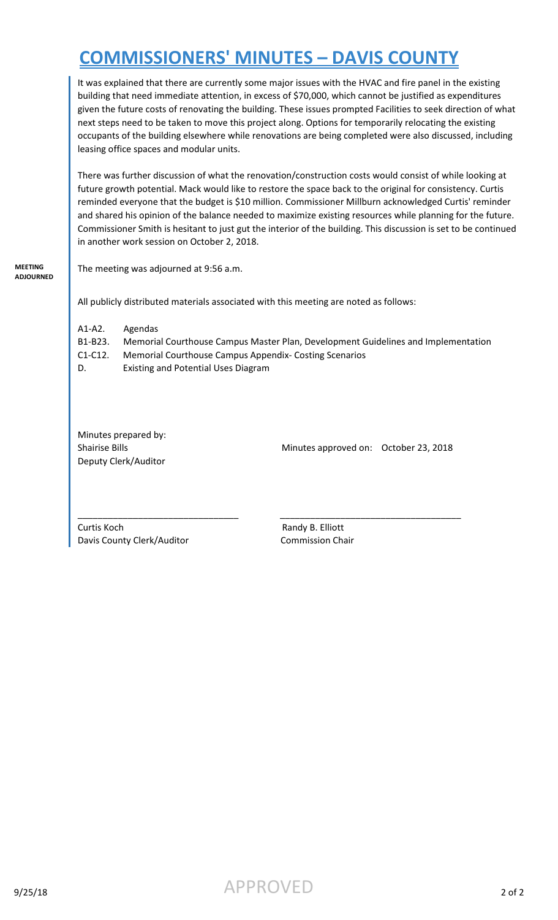# COMMISSIONERS' MINUTES – DAVIS COUNTY

It was explained that there are currently some major issues with the HVAC and fire panel in the existing building that need immediate attention, in excess of $70,000, which cannot be justified as expenditures given the future costs of renovating the building. These issues prompted Facilities to seek direction of what next steps need to be taken to move this project along. Options for temporarily relocating the existing occupants of the building elsewhere while renovations are being completed were also discussed, including leasing office spaces and modular units.

There was further discussion of what the renovation/construction costs would consist of while looking at future growth potential. Mack would like to restore the space back to the original for consistency. Curtis reminded everyone that the budget is $10 million. Commissioner Millburn acknowledged Curtis' reminder and shared his opinion of the balance needed to maximize existing resources while planning for the future. Commissioner Smith is hesitant to just gut the interior of the building. This discussion is set to be continued in another work session on October 2, 2018.

**MEETING ADJOURNED**

The meeting was adjourned at 9:56 a.m.

All publicly distributed materials associated with this meeting are noted as follows:

- A1-A2. Agendas
- B1-B23. Memorial Courthouse Campus Master Plan, Development Guidelines and Implementation
- C1-C12. Memorial Courthouse Campus Appendix- Costing Scenarios
- D. Existing and Potential Uses Diagram

Minutes prepared by:
Shairise Bills
Deputy Clerk/Auditor

Minutes approved on: October 23, 2018

\_\_\_\_\_\_\_\_\_\_\_\_\_\_\_\_\_\_\_\_\_\_\_\_\_\_\_\_\_\_
Curtis Koch
Davis County Clerk/Auditor

\_\_\_\_\_\_\_\_\_\_\_\_\_\_\_\_\_\_\_\_\_\_\_\_\_\_\_\_\_\_
Randy B. Elliott
Commission Chair

9/25/18

APPROVED